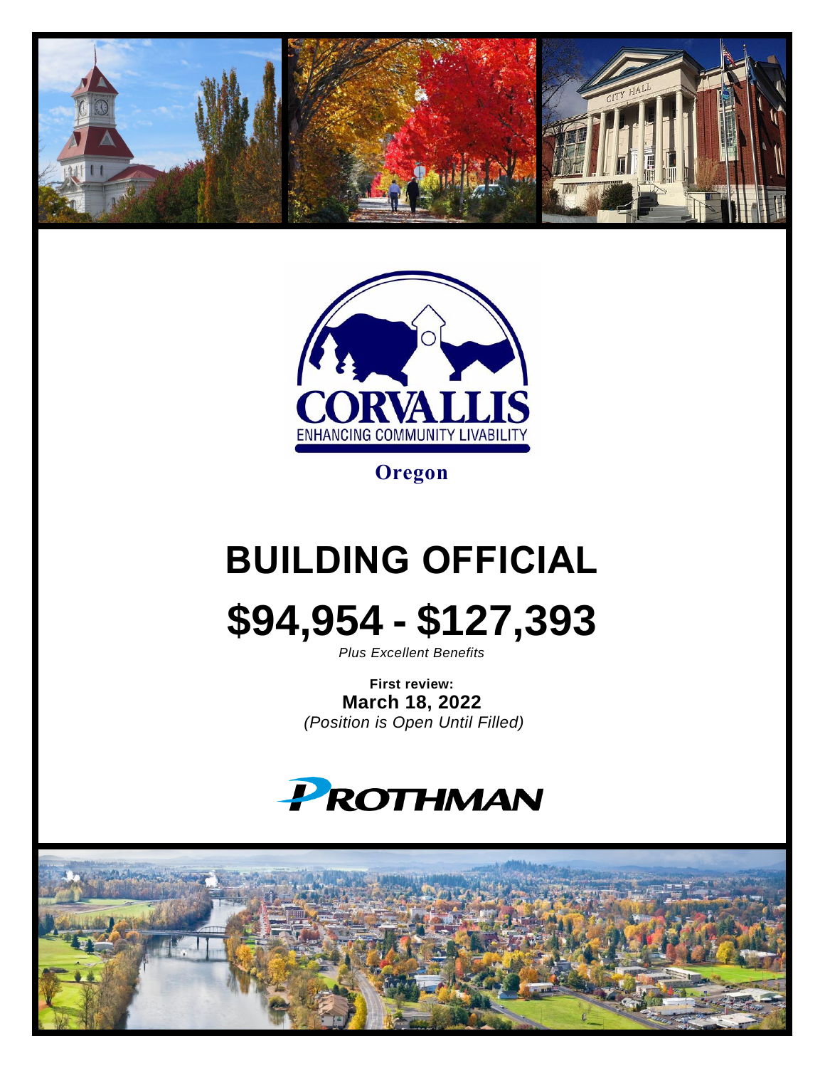CORVALLIS

ENHANCING COMMUNITY LIVABILITY

Oregon

# BUILDING OFFICIAL

# $94,954 - $127,393

*Plus Excellent Benefits*

**First review:**

**March 18, 2022**

*(Position is Open Until Filled)*

PROTHMAN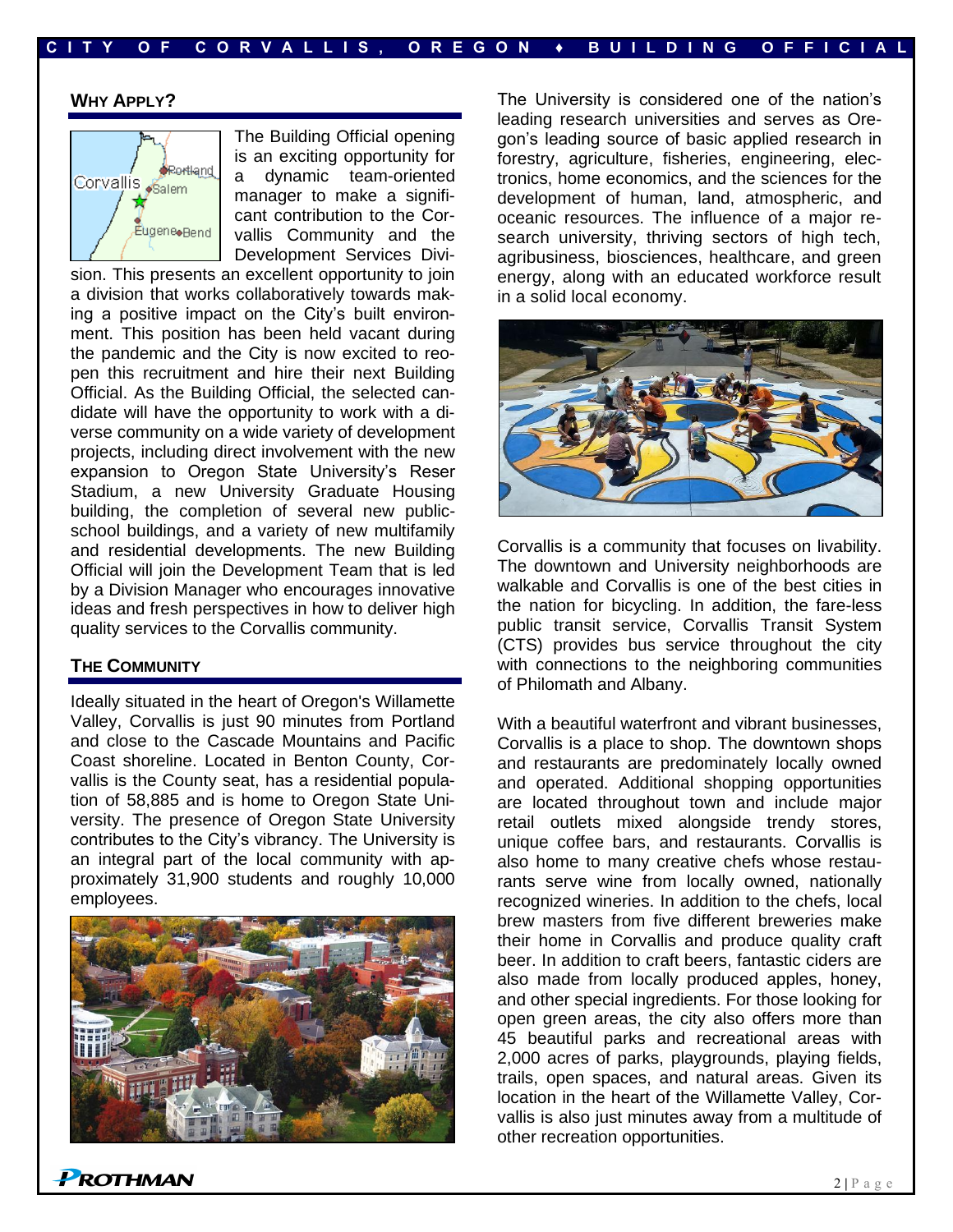## WHY APPLY?

The Building Official opening is an exciting opportunity for a dynamic team-oriented manager to make a significant contribution to the Corvallis Community and the Development Services Division. This presents an excellent opportunity to join a division that works collaboratively towards making a positive impact on the City's built environment. This position has been held vacant during the pandemic and the City is now excited to reopen this recruitment and hire their next Building Official. As the Building Official, the selected candidate will have the opportunity to work with a diverse community on a wide variety of development projects, including direct involvement with the new expansion to Oregon State University's Reser Stadium, a new University Graduate Housing building, the completion of several new public-school buildings, and a variety of new multifamily and residential developments. The new Building Official will join the Development Team that is led by a Division Manager who encourages innovative ideas and fresh perspectives in how to deliver high quality services to the Corvallis community.

## THE COMMUNITY

Ideally situated in the heart of Oregon's Willamette Valley, Corvallis is just 90 minutes from Portland and close to the Cascade Mountains and Pacific Coast shoreline. Located in Benton County, Corvallis is the County seat, has a residential population of 58,885 and is home to Oregon State University. The presence of Oregon State University contributes to the City's vibrancy. The University is an integral part of the local community with approximately 31,900 students and roughly 10,000 employees.

The University is considered one of the nation's leading research universities and serves as Oregon's leading source of basic applied research in forestry, agriculture, fisheries, engineering, electronics, home economics, and the sciences for the development of human, land, atmospheric, and oceanic resources. The influence of a major research university, thriving sectors of high tech, agribusiness, biosciences, healthcare, and green energy, along with an educated workforce result in a solid local economy.

Corvallis is a community that focuses on livability. The downtown and University neighborhoods are walkable and Corvallis is one of the best cities in the nation for bicycling. In addition, the fare-less public transit service, Corvallis Transit System (CTS) provides bus service throughout the city with connections to the neighboring communities of Philomath and Albany.

With a beautiful waterfront and vibrant businesses, Corvallis is a place to shop. The downtown shops and restaurants are predominately locally owned and operated. Additional shopping opportunities are located throughout town and include major retail outlets mixed alongside trendy stores, unique coffee bars, and restaurants. Corvallis is also home to many creative chefs whose restaurants serve wine from locally owned, nationally recognized wineries. In addition to the chefs, local brew masters from five different breweries make their home in Corvallis and produce quality craft beer. In addition to craft beers, fantastic ciders are also made from locally produced apples, honey, and other special ingredients. For those looking for open green areas, the city also offers more than 45 beautiful parks and recreational areas with 2,000 acres of parks, playgrounds, playing fields, trails, open spaces, and natural areas. Given its location in the heart of the Willamette Valley, Corvallis is also just minutes away from a multitude of other recreation opportunities.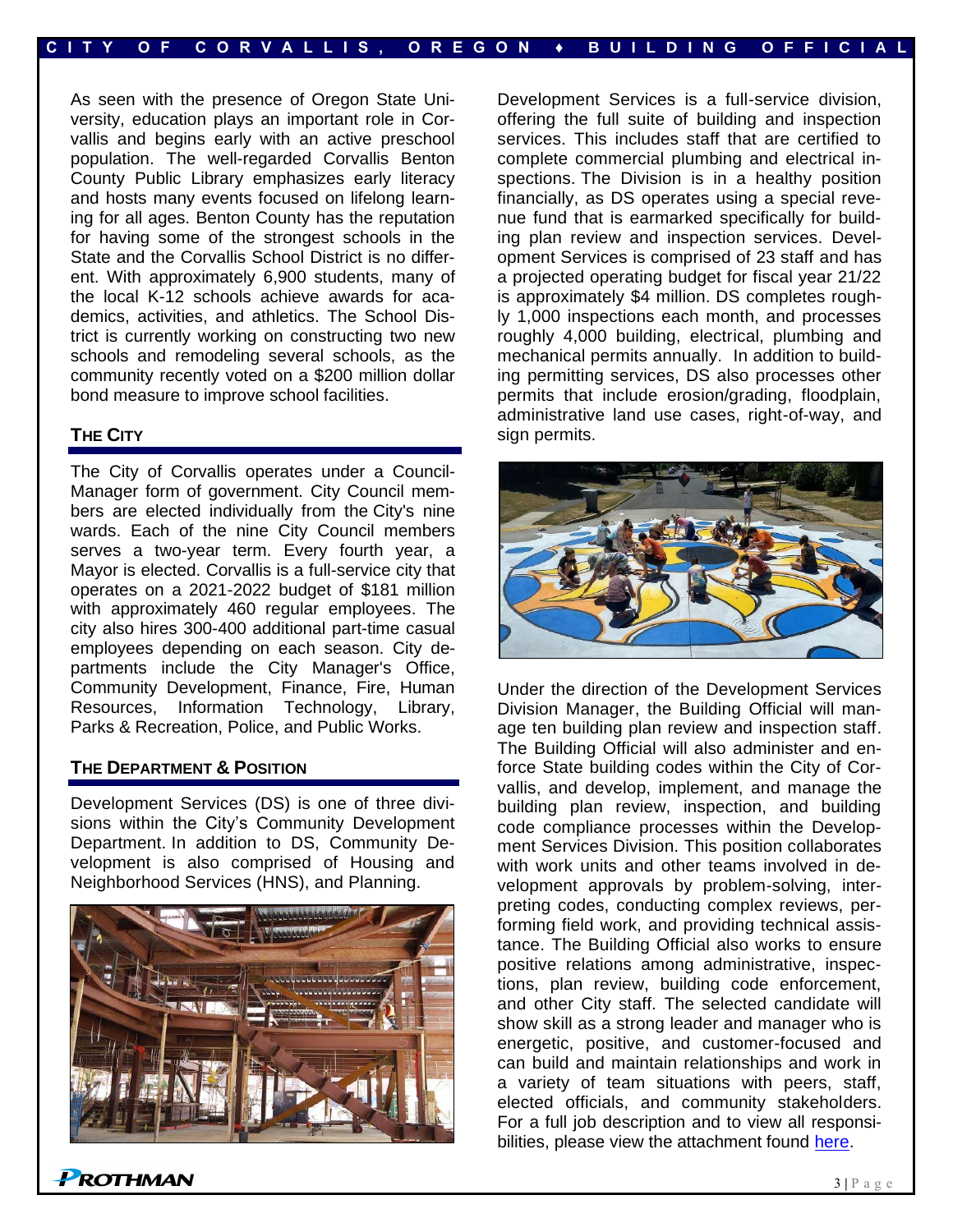As seen with the presence of Oregon State University, education plays an important role in Corvallis and begins early with an active preschool population. The well-regarded Corvallis Benton County Public Library emphasizes early literacy and hosts many events focused on lifelong learning for all ages. Benton County has the reputation for having some of the strongest schools in the State and the Corvallis School District is no different. With approximately 6,900 students, many of the local K-12 schools achieve awards for academics, activities, and athletics. The School District is currently working on constructing two new schools and remodeling several schools, as the community recently voted on a $200 million dollar bond measure to improve school facilities.

## The City

The City of Corvallis operates under a Council-Manager form of government. City Council members are elected individually from the City's nine wards. Each of the nine City Council members serves a two-year term. Every fourth year, a Mayor is elected. Corvallis is a full-service city that operates on a 2021-2022 budget of $181 million with approximately 460 regular employees. The city also hires 300-400 additional part-time casual employees depending on each season. City departments include the City Manager's Office, Community Development, Finance, Fire, Human Resources, Information Technology, Library, Parks & Recreation, Police, and Public Works.

## The Department & Position

Development Services (DS) is one of three divisions within the City's Community Development Department. In addition to DS, Community Development is also comprised of Housing and Neighborhood Services (HNS), and Planning.

Development Services is a full-service division, offering the full suite of building and inspection services. This includes staff that are certified to complete commercial plumbing and electrical inspections. The Division is in a healthy position financially, as DS operates using a special revenue fund that is earmarked specifically for building plan review and inspection services. Development Services is comprised of 23 staff and has a projected operating budget for fiscal year 21/22 is approximately $4 million. DS completes roughly 1,000 inspections each month, and processes roughly 4,000 building, electrical, plumbing and mechanical permits annually. In addition to building permitting services, DS also processes other permits that include erosion/grading, floodplain, administrative land use cases, right-of-way, and sign permits.

Under the direction of the Development Services Division Manager, the Building Official will manage ten building plan review and inspection staff. The Building Official will also administer and enforce State building codes within the City of Corvallis, and develop, implement, and manage the building plan review, inspection, and building code compliance processes within the Development Services Division. This position collaborates with work units and other teams involved in development approvals by problem-solving, interpreting codes, conducting complex reviews, performing field work, and providing technical assistance. The Building Official also works to ensure positive relations among administrative, inspections, plan review, building code enforcement, and other City staff. The selected candidate will show skill as a strong leader and manager who is energetic, positive, and customer-focused and can build and maintain relationships and work in a variety of team situations with peers, staff, elected officials, and community stakeholders. For a full job description and to view all responsibilities, please view the attachment found here.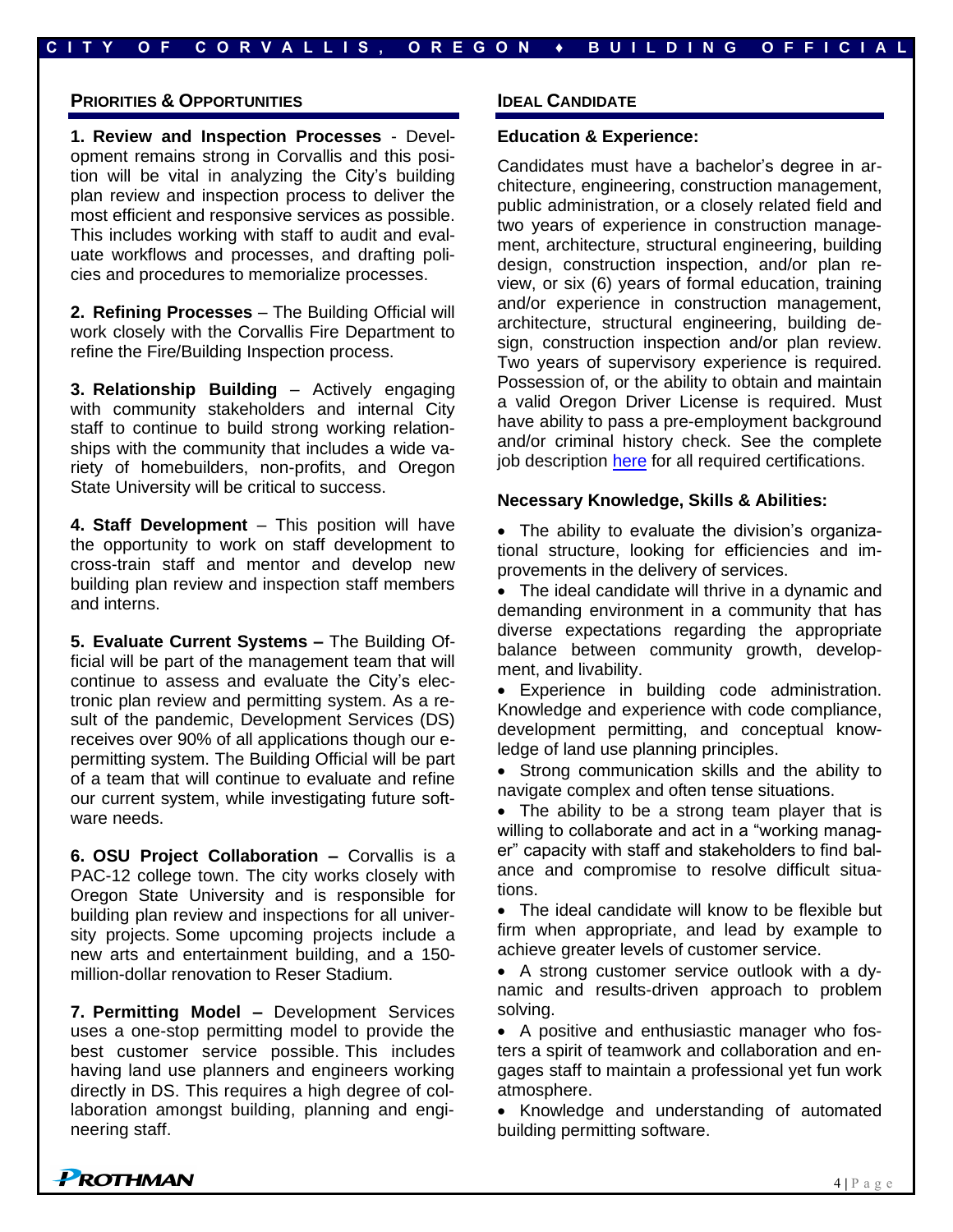## PRIORITIES & OPPORTUNITIES

**1. Review and Inspection Processes** - Development remains strong in Corvallis and this position will be vital in analyzing the City's building plan review and inspection process to deliver the most efficient and responsive services as possible. This includes working with staff to audit and evaluate workflows and processes, and drafting policies and procedures to memorialize processes.

**2. Refining Processes** – The Building Official will work closely with the Corvallis Fire Department to refine the Fire/Building Inspection process.

**3. Relationship Building** – Actively engaging with community stakeholders and internal City staff to continue to build strong working relationships with the community that includes a wide variety of homebuilders, non-profits, and Oregon State University will be critical to success.

**4. Staff Development** – This position will have the opportunity to work on staff development to cross-train staff and mentor and develop new building plan review and inspection staff members and interns.

**5. Evaluate Current Systems –** The Building Official will be part of the management team that will continue to assess and evaluate the City's electronic plan review and permitting system. As a result of the pandemic, Development Services (DS) receives over 90% of all applications though our e-permitting system. The Building Official will be part of a team that will continue to evaluate and refine our current system, while investigating future software needs.

**6. OSU Project Collaboration –** Corvallis is a PAC-12 college town. The city works closely with Oregon State University and is responsible for building plan review and inspections for all university projects. Some upcoming projects include a new arts and entertainment building, and a 150-million-dollar renovation to Reser Stadium.

**7. Permitting Model –** Development Services uses a one-stop permitting model to provide the best customer service possible. This includes having land use planners and engineers working directly in DS. This requires a high degree of collaboration amongst building, planning and engineering staff.

## IDEAL CANDIDATE

### Education & Experience:

Candidates must have a bachelor's degree in architecture, engineering, construction management, public administration, or a closely related field and two years of experience in construction management, architecture, structural engineering, building design, construction inspection, and/or plan review, or six (6) years of formal education, training and/or experience in construction management, architecture, structural engineering, building design, construction inspection and/or plan review. Two years of supervisory experience is required. Possession of, or the ability to obtain and maintain a valid Oregon Driver License is required. Must have ability to pass a pre-employment background and/or criminal history check. See the complete job description here for all required certifications.

### Necessary Knowledge, Skills & Abilities:

- The ability to evaluate the division's organizational structure, looking for efficiencies and improvements in the delivery of services.
- The ideal candidate will thrive in a dynamic and demanding environment in a community that has diverse expectations regarding the appropriate balance between community growth, development, and livability.
- Experience in building code administration. Knowledge and experience with code compliance, development permitting, and conceptual knowledge of land use planning principles.
- Strong communication skills and the ability to navigate complex and often tense situations.
- The ability to be a strong team player that is willing to collaborate and act in a "working manager" capacity with staff and stakeholders to find balance and compromise to resolve difficult situations.
- The ideal candidate will know to be flexible but firm when appropriate, and lead by example to achieve greater levels of customer service.
- A strong customer service outlook with a dynamic and results-driven approach to problem solving.
- A positive and enthusiastic manager who fosters a spirit of teamwork and collaboration and engages staff to maintain a professional yet fun work atmosphere.
- Knowledge and understanding of automated building permitting software.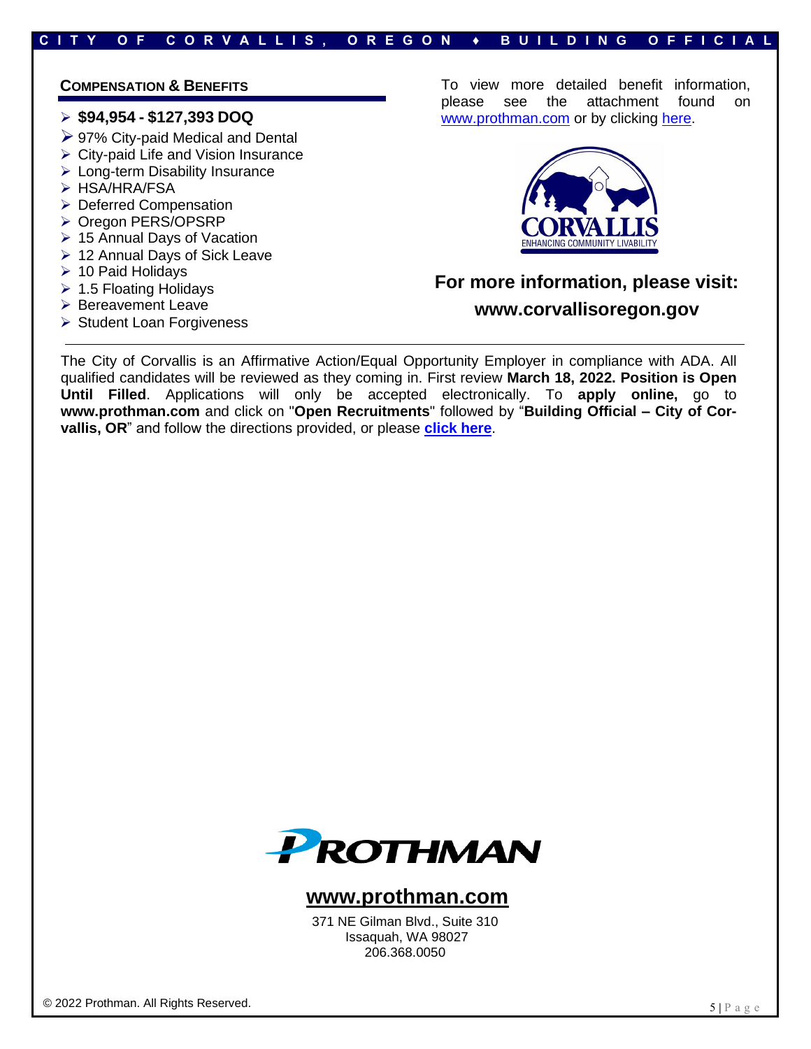## COMPENSATION & BENEFITS

- **$94,954 - $127,393 DOQ**
- 97% City-paid Medical and Dental
- City-paid Life and Vision Insurance
- Long-term Disability Insurance
- HSA/HRA/FSA
- Deferred Compensation
- Oregon PERS/OPSRP
- 15 Annual Days of Vacation
- 12 Annual Days of Sick Leave
- 10 Paid Holidays
- 1.5 Floating Holidays
- Bereavement Leave
- Student Loan Forgiveness

To view more detailed benefit information, please see the attachment found on www.prothman.com or by clicking here.

CORVALLIS
ENHANCING COMMUNITY LIVABILITY

**For more information, please visit:**

**www.corvallisoregon.gov**

---

The City of Corvallis is an Affirmative Action/Equal Opportunity Employer in compliance with ADA. All qualified candidates will be reviewed as they coming in. First review **March 18, 2022. Position is Open Until Filled**. Applications will only be accepted electronically. To **apply online,** go to **www.prothman.com** and click on "**Open Recruitments**" followed by "**Building Official – City of Corvallis, OR**" and follow the directions provided, or please **click here**.

PROTHMAN

**www.prothman.com**

371 NE Gilman Blvd., Suite 310
Issaquah, WA 98027
206.368.0050

© 2022 Prothman. All Rights Reserved.